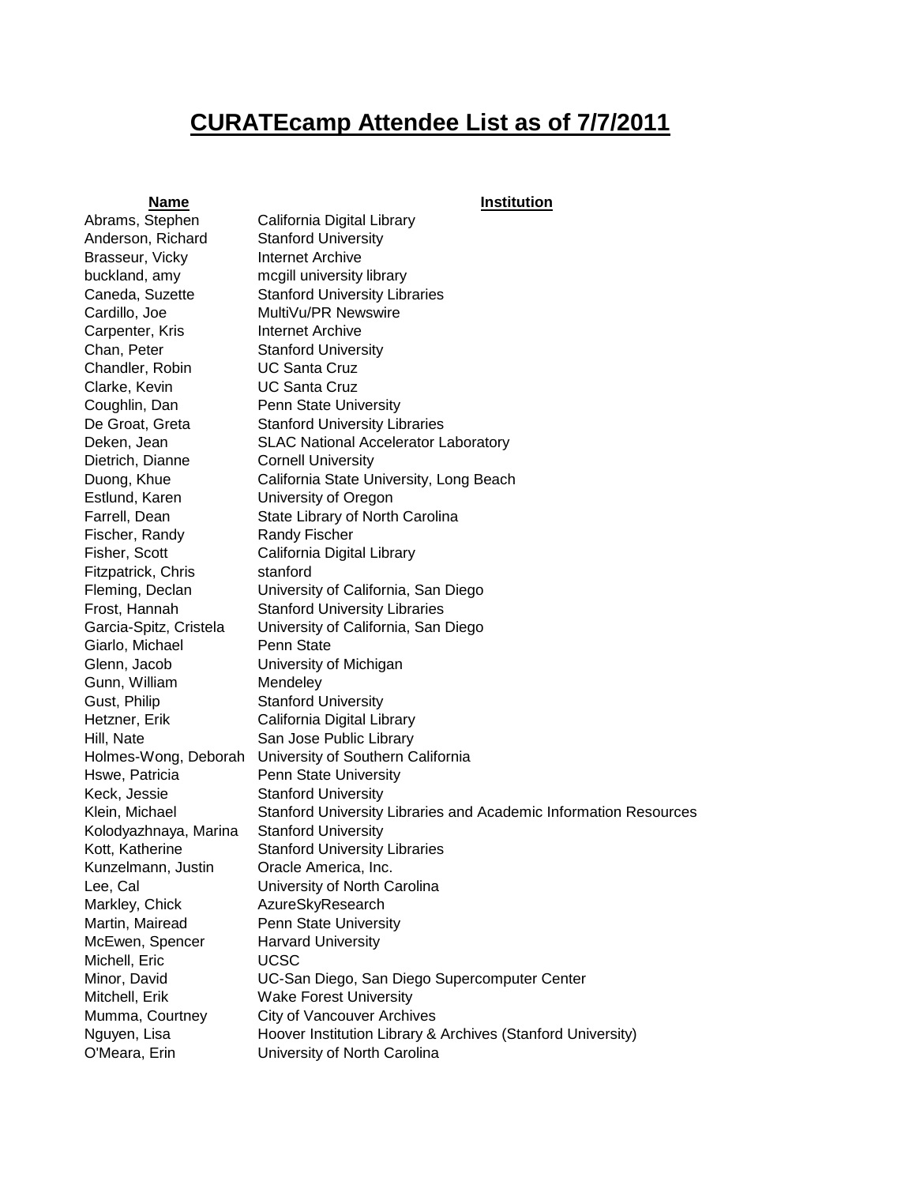# CURATEcamp Attendee List as of 7/7/2011

| Name | Institution |
| --- | --- |
| Abrams, Stephen | California Digital Library |
| Anderson, Richard | Stanford University |
| Brasseur, Vicky | Internet Archive |
| buckland, amy | mcgill university library |
| Caneda, Suzette | Stanford University Libraries |
| Cardillo, Joe | MultiVu/PR Newswire |
| Carpenter, Kris | Internet Archive |
| Chan, Peter | Stanford University |
| Chandler, Robin | UC Santa Cruz |
| Clarke, Kevin | UC Santa Cruz |
| Coughlin, Dan | Penn State University |
| De Groat, Greta | Stanford University Libraries |
| Deken, Jean | SLAC National Accelerator Laboratory |
| Dietrich, Dianne | Cornell University |
| Duong, Khue | California State University, Long Beach |
| Estlund, Karen | University of Oregon |
| Farrell, Dean | State Library of North Carolina |
| Fischer, Randy | Randy Fischer |
| Fisher, Scott | California Digital Library |
| Fitzpatrick, Chris | stanford |
| Fleming, Declan | University of California, San Diego |
| Frost, Hannah | Stanford University Libraries |
| Garcia-Spitz, Cristela | University of California, San Diego |
| Giarlo, Michael | Penn State |
| Glenn, Jacob | University of Michigan |
| Gunn, William | Mendeley |
| Gust, Philip | Stanford University |
| Hetzner, Erik | California Digital Library |
| Hill, Nate | San Jose Public Library |
| Holmes-Wong, Deborah | University of Southern California |
| Hswe, Patricia | Penn State University |
| Keck, Jessie | Stanford University |
| Klein, Michael | Stanford University Libraries and Academic Information Resources |
| Kolodyazhnaya, Marina | Stanford University |
| Kott, Katherine | Stanford University Libraries |
| Kunzelmann, Justin | Oracle America, Inc. |
| Lee, Cal | University of North Carolina |
| Markley, Chick | AzureSkyResearch |
| Martin, Mairead | Penn State University |
| McEwen, Spencer | Harvard University |
| Michell, Eric | UCSC |
| Minor, David | UC-San Diego, San Diego Supercomputer Center |
| Mitchell, Erik | Wake Forest University |
| Mumma, Courtney | City of Vancouver Archives |
| Nguyen, Lisa | Hoover Institution Library & Archives (Stanford University) |
| O'Meara, Erin | University of North Carolina |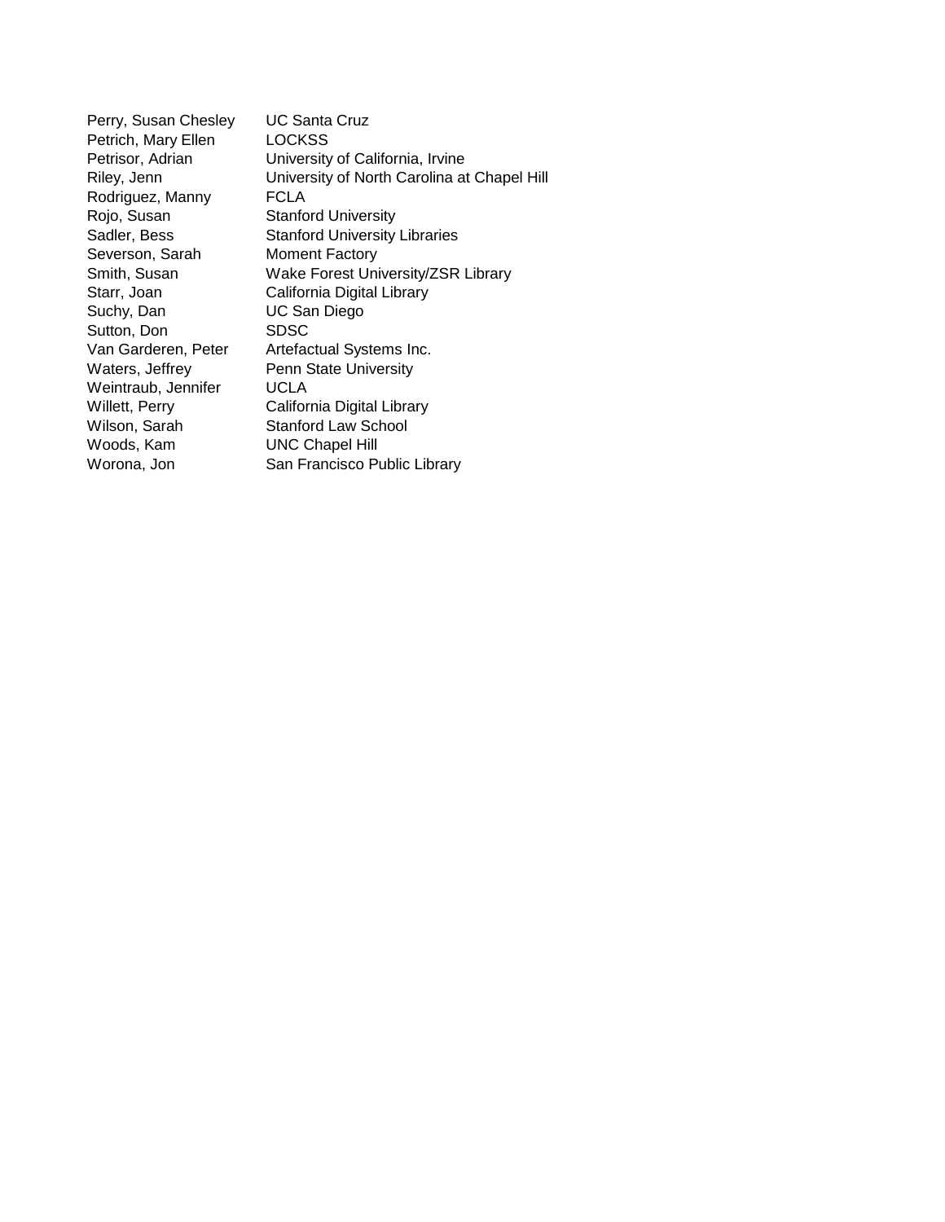| | |
|---|---|
| Perry, Susan Chesley | UC Santa Cruz |
| Petrich, Mary Ellen | LOCKSS |
| Petrisor, Adrian | University of California, Irvine |
| Riley, Jenn | University of North Carolina at Chapel Hill |
| Rodriguez, Manny | FCLA |
| Rojo, Susan | Stanford University |
| Sadler, Bess | Stanford University Libraries |
| Severson, Sarah | Moment Factory |
| Smith, Susan | Wake Forest University/ZSR Library |
| Starr, Joan | California Digital Library |
| Suchy, Dan | UC San Diego |
| Sutton, Don | SDSC |
| Van Garderen, Peter | Artefactual Systems Inc. |
| Waters, Jeffrey | Penn State University |
| Weintraub, Jennifer | UCLA |
| Willett, Perry | California Digital Library |
| Wilson, Sarah | Stanford Law School |
| Woods, Kam | UNC Chapel Hill |
| Worona, Jon | San Francisco Public Library |